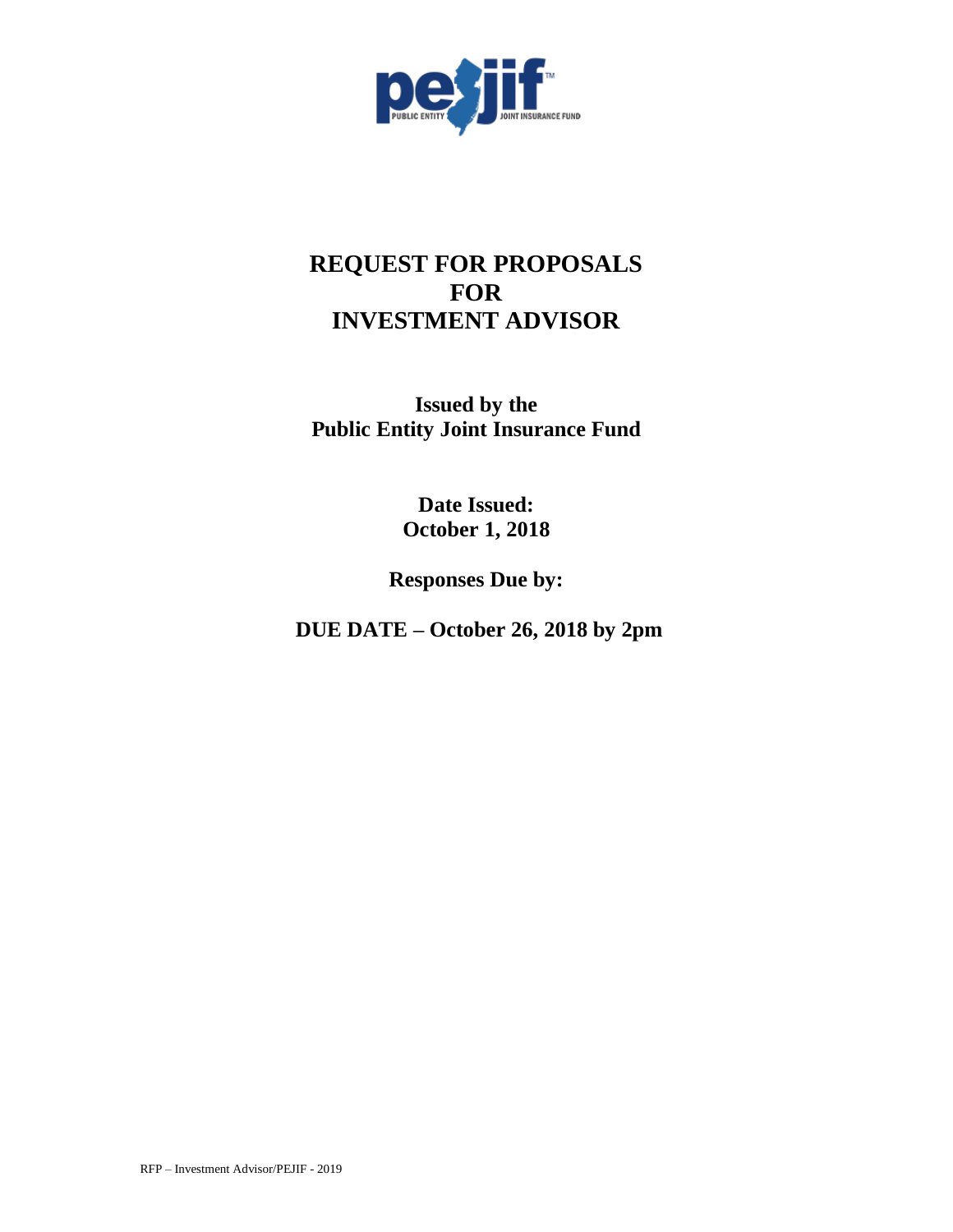# REQUEST FOR PROPOSALS FOR INVESTMENT ADVISOR

**Issued by the Public Entity Joint Insurance Fund**

**Date Issued: October 1, 2018**

**Responses Due by:**

**DUE DATE – October 26, 2018 by 2pm**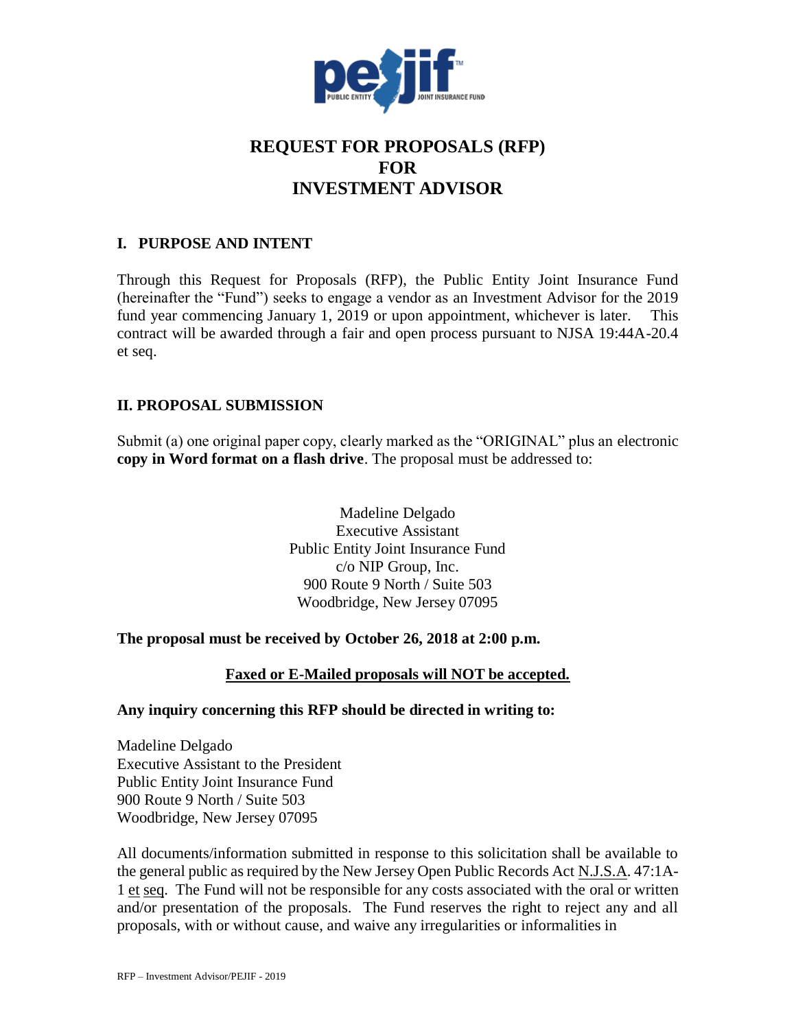# REQUEST FOR PROPOSALS (RFP) FOR INVESTMENT ADVISOR

## I. PURPOSE AND INTENT

Through this Request for Proposals (RFP), the Public Entity Joint Insurance Fund (hereinafter the "Fund") seeks to engage a vendor as an Investment Advisor for the 2019 fund year commencing January 1, 2019 or upon appointment, whichever is later. This contract will be awarded through a fair and open process pursuant to NJSA 19:44A-20.4 et seq.

## II. PROPOSAL SUBMISSION

Submit (a) one original paper copy, clearly marked as the "ORIGINAL" plus an electronic **copy in Word format on a flash drive**. The proposal must be addressed to:

Madeline Delgado
Executive Assistant
Public Entity Joint Insurance Fund
c/o NIP Group, Inc.
900 Route 9 North / Suite 503
Woodbridge, New Jersey 07095

**The proposal must be received by October 26, 2018 at 2:00 p.m.**

**Faxed or E-Mailed proposals will NOT be accepted.**

**Any inquiry concerning this RFP should be directed in writing to:**

Madeline Delgado
Executive Assistant to the President
Public Entity Joint Insurance Fund
900 Route 9 North / Suite 503
Woodbridge, New Jersey 07095

All documents/information submitted in response to this solicitation shall be available to the general public as required by the New Jersey Open Public Records Act N.J.S.A. 47:1A-1 et seq. The Fund will not be responsible for any costs associated with the oral or written and/or presentation of the proposals. The Fund reserves the right to reject any and all proposals, with or without cause, and waive any irregularities or informalities in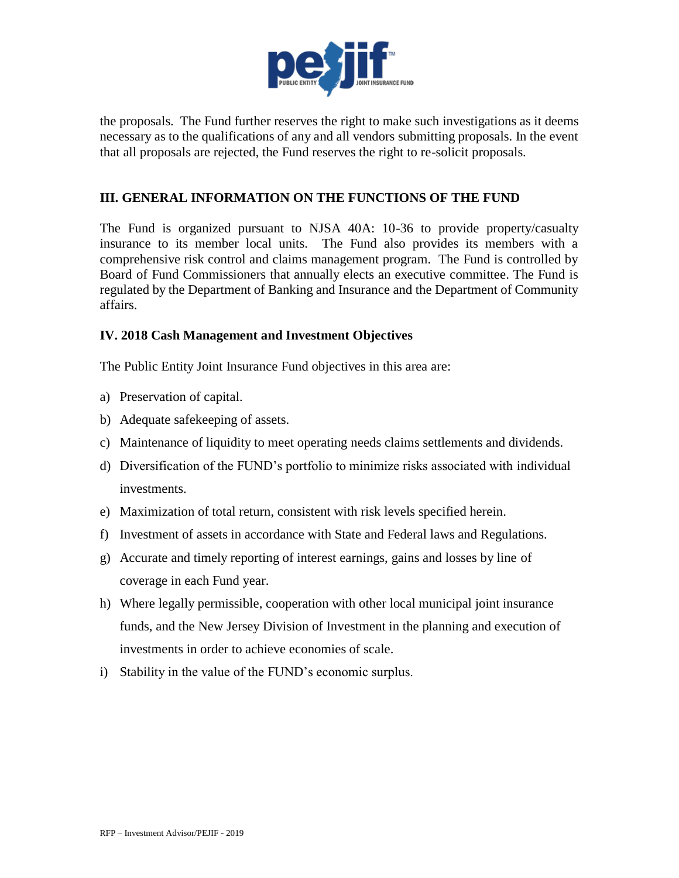the proposals. The Fund further reserves the right to make such investigations as it deems necessary as to the qualifications of any and all vendors submitting proposals. In the event that all proposals are rejected, the Fund reserves the right to re-solicit proposals.

## III. GENERAL INFORMATION ON THE FUNCTIONS OF THE FUND

The Fund is organized pursuant to NJSA 40A: 10-36 to provide property/casualty insurance to its member local units. The Fund also provides its members with a comprehensive risk control and claims management program. The Fund is controlled by Board of Fund Commissioners that annually elects an executive committee. The Fund is regulated by the Department of Banking and Insurance and the Department of Community affairs.

## IV. 2018 Cash Management and Investment Objectives

The Public Entity Joint Insurance Fund objectives in this area are:

a) Preservation of capital.

b) Adequate safekeeping of assets.

c) Maintenance of liquidity to meet operating needs claims settlements and dividends.

d) Diversification of the FUND's portfolio to minimize risks associated with individual investments.

e) Maximization of total return, consistent with risk levels specified herein.

f) Investment of assets in accordance with State and Federal laws and Regulations.

g) Accurate and timely reporting of interest earnings, gains and losses by line of coverage in each Fund year.

h) Where legally permissible, cooperation with other local municipal joint insurance funds, and the New Jersey Division of Investment in the planning and execution of investments in order to achieve economies of scale.

i) Stability in the value of the FUND's economic surplus.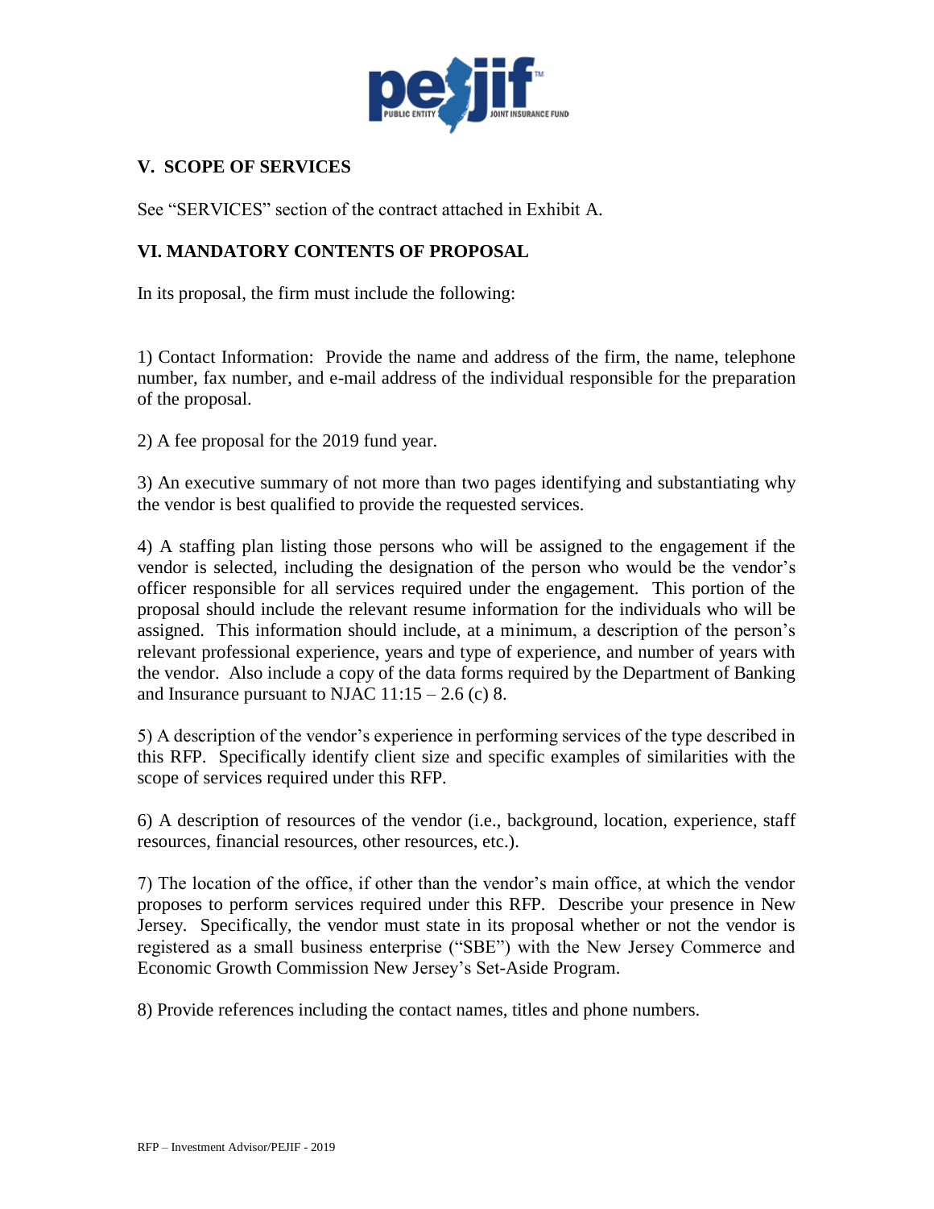## V. SCOPE OF SERVICES

See "SERVICES" section of the contract attached in Exhibit A.

## VI. MANDATORY CONTENTS OF PROPOSAL

In its proposal, the firm must include the following:

1) Contact Information: Provide the name and address of the firm, the name, telephone number, fax number, and e-mail address of the individual responsible for the preparation of the proposal.

2) A fee proposal for the 2019 fund year.

3) An executive summary of not more than two pages identifying and substantiating why the vendor is best qualified to provide the requested services.

4) A staffing plan listing those persons who will be assigned to the engagement if the vendor is selected, including the designation of the person who would be the vendor's officer responsible for all services required under the engagement. This portion of the proposal should include the relevant resume information for the individuals who will be assigned. This information should include, at a minimum, a description of the person's relevant professional experience, years and type of experience, and number of years with the vendor. Also include a copy of the data forms required by the Department of Banking and Insurance pursuant to NJAC 11:15 – 2.6 (c) 8.

5) A description of the vendor's experience in performing services of the type described in this RFP. Specifically identify client size and specific examples of similarities with the scope of services required under this RFP.

6) A description of resources of the vendor (i.e., background, location, experience, staff resources, financial resources, other resources, etc.).

7) The location of the office, if other than the vendor's main office, at which the vendor proposes to perform services required under this RFP. Describe your presence in New Jersey. Specifically, the vendor must state in its proposal whether or not the vendor is registered as a small business enterprise ("SBE") with the New Jersey Commerce and Economic Growth Commission New Jersey's Set-Aside Program.

8) Provide references including the contact names, titles and phone numbers.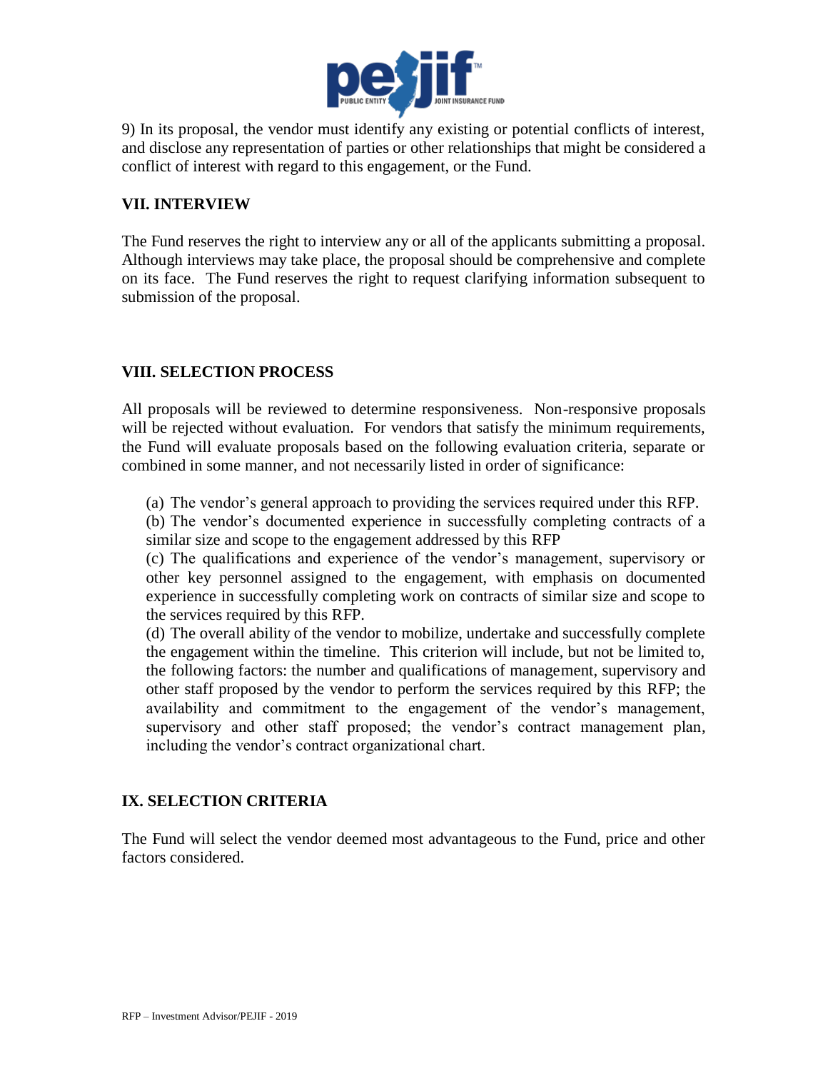9) In its proposal, the vendor must identify any existing or potential conflicts of interest, and disclose any representation of parties or other relationships that might be considered a conflict of interest with regard to this engagement, or the Fund.

## VII. INTERVIEW

The Fund reserves the right to interview any or all of the applicants submitting a proposal. Although interviews may take place, the proposal should be comprehensive and complete on its face. The Fund reserves the right to request clarifying information subsequent to submission of the proposal.

## VIII. SELECTION PROCESS

All proposals will be reviewed to determine responsiveness. Non-responsive proposals will be rejected without evaluation. For vendors that satisfy the minimum requirements, the Fund will evaluate proposals based on the following evaluation criteria, separate or combined in some manner, and not necessarily listed in order of significance:

(a) The vendor's general approach to providing the services required under this RFP.

(b) The vendor's documented experience in successfully completing contracts of a similar size and scope to the engagement addressed by this RFP

(c) The qualifications and experience of the vendor's management, supervisory or other key personnel assigned to the engagement, with emphasis on documented experience in successfully completing work on contracts of similar size and scope to the services required by this RFP.

(d) The overall ability of the vendor to mobilize, undertake and successfully complete the engagement within the timeline. This criterion will include, but not be limited to, the following factors: the number and qualifications of management, supervisory and other staff proposed by the vendor to perform the services required by this RFP; the availability and commitment to the engagement of the vendor's management, supervisory and other staff proposed; the vendor's contract management plan, including the vendor's contract organizational chart.

## IX. SELECTION CRITERIA

The Fund will select the vendor deemed most advantageous to the Fund, price and other factors considered.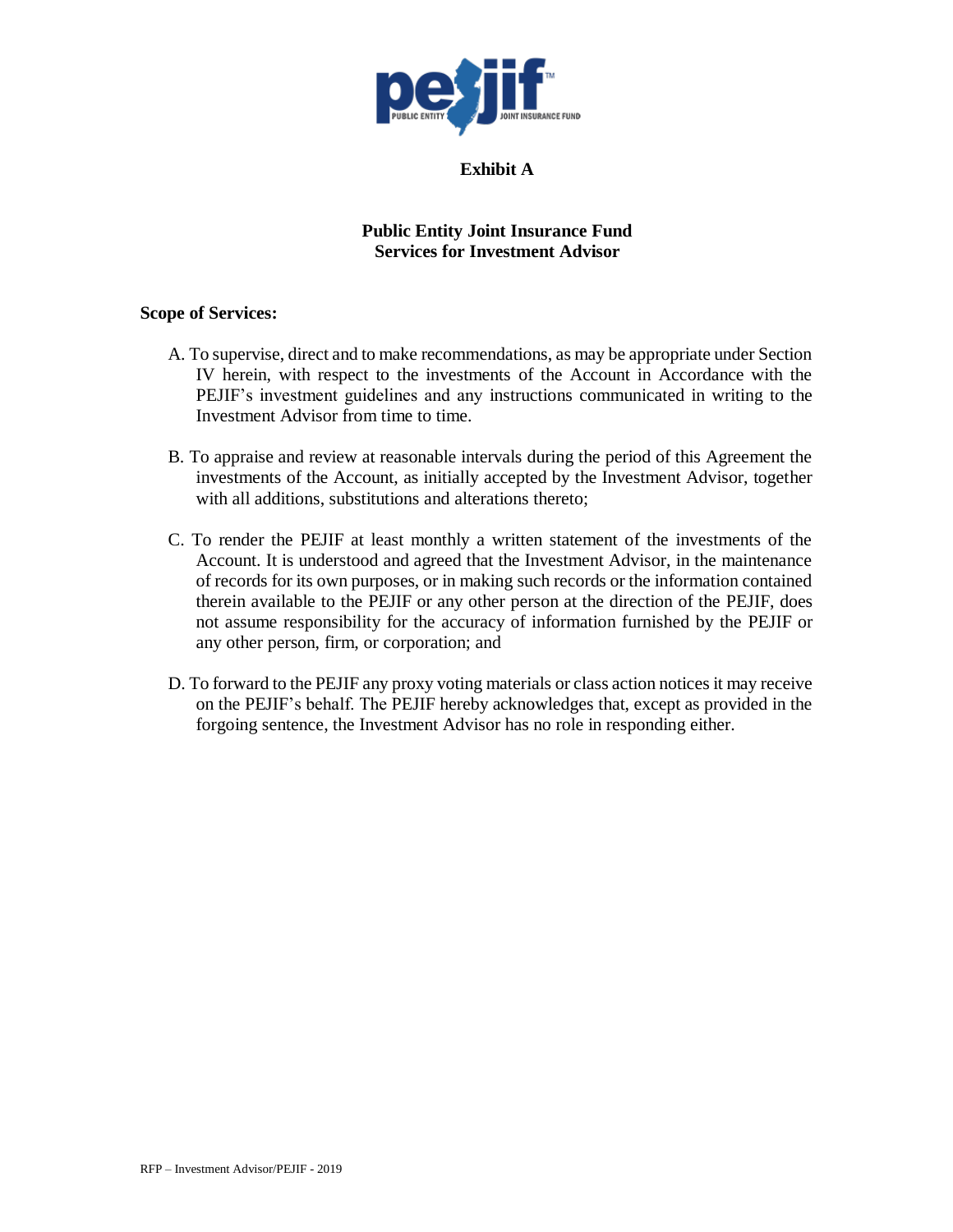**Exhibit A**

**Public Entity Joint Insurance Fund**
**Services for Investment Advisor**

**Scope of Services:**

A. To supervise, direct and to make recommendations, as may be appropriate under Section IV herein, with respect to the investments of the Account in Accordance with the PEJIF's investment guidelines and any instructions communicated in writing to the Investment Advisor from time to time.

B. To appraise and review at reasonable intervals during the period of this Agreement the investments of the Account, as initially accepted by the Investment Advisor, together with all additions, substitutions and alterations thereto;

C. To render the PEJIF at least monthly a written statement of the investments of the Account. It is understood and agreed that the Investment Advisor, in the maintenance of records for its own purposes, or in making such records or the information contained therein available to the PEJIF or any other person at the direction of the PEJIF, does not assume responsibility for the accuracy of information furnished by the PEJIF or any other person, firm, or corporation; and

D. To forward to the PEJIF any proxy voting materials or class action notices it may receive on the PEJIF's behalf. The PEJIF hereby acknowledges that, except as provided in the forgoing sentence, the Investment Advisor has no role in responding either.